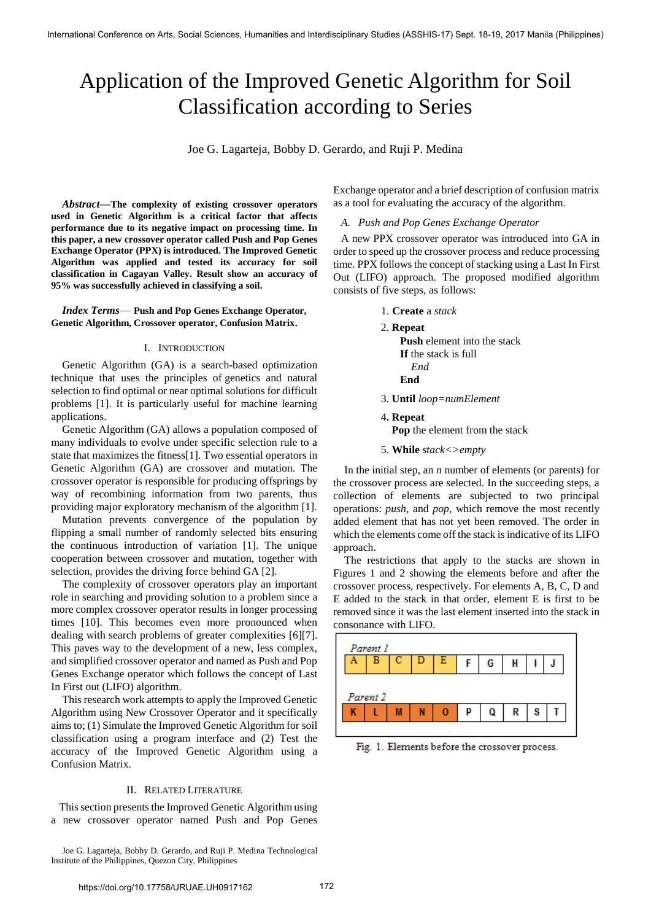# Application of the Improved Genetic Algorithm for Soil Classification according to Series

Joe G. Lagarteja, Bobby D. Gerardo, and Ruji P. Medina

***Abstract*—The complexity of existing crossover operators used in Genetic Algorithm is a critical factor that affects performance due to its negative impact on processing time. In this paper, a new crossover operator called Push and Pop Genes Exchange Operator (PPX) is introduced. The Improved Genetic Algorithm was applied and tested its accuracy for soil classification in Cagayan Valley. Result show an accuracy of 95% was successfully achieved in classifying a soil.**

***Index Terms*— Push and Pop Genes Exchange Operator, Genetic Algorithm, Crossover operator, Confusion Matrix.**

## I. Introduction

Genetic Algorithm (GA) is a search-based optimization technique that uses the principles of genetics and natural selection to find optimal or near optimal solutions for difficult problems [1]. It is particularly useful for machine learning applications.

Genetic Algorithm (GA) allows a population composed of many individuals to evolve under specific selection rule to a state that maximizes the fitness[1]. Two essential operators in Genetic Algorithm (GA) are crossover and mutation. The crossover operator is responsible for producing offsprings by way of recombining information from two parents, thus providing major exploratory mechanism of the algorithm [1]. Mutation prevents convergence of the population by flipping a small number of randomly selected bits ensuring the continuous introduction of variation [1]. The unique cooperation between crossover and mutation, together with selection, provides the driving force behind GA [2].

The complexity of crossover operators play an important role in searching and providing solution to a problem since a more complex crossover operator results in longer processing times [10]. This becomes even more important when dealing with search problems of greater complexities [6][7]. This paves way to the development of a new, less complex, and simplified crossover operator and named as Push and Pop Genes Exchange operator which follows the concept of Last In First out (LIFO) algorithm.

This research work attempts to apply the Improved Genetic Algorithm using New Crossover Operator and it specifically aims to; (1) Simulate the Improved Genetic Algorithm for soil classification using a program interface and (2) Test the accuracy of the Improved Genetic Algorithm using a Confusion Matrix.

## II. Related Literature

This section presents the Improved Genetic Algorithm using a new crossover operator named Push and Pop Genes Exchange operator and a brief description of confusion matrix as a tool for evaluating the accuracy of the algorithm.

### A. Push and Pop Genes Exchange Operator

A new PPX crossover operator was introduced into GA in order to speed up the crossover process and reduce processing time. PPX follows the concept of stacking using a Last In First Out (LIFO) approach. The proposed modified algorithm consists of five steps, as follows:

1. **Create** a *stack*
2. **Repeat**
   **Push** element into the stack
   **If** the stack is full
   *End*
   **End**
3. **Until** *loop=numElement*
4. **Repeat**
   **Pop** the element from the stack
5. **While** *stack<>empty*

In the initial step, an *n* number of elements (or parents) for the crossover process are selected. In the succeeding steps, a collection of elements are subjected to two principal operations: *push*, and *pop*, which remove the most recently added element that has not yet been removed. The order in which the elements come off the stack is indicative of its LIFO approach.

The restrictions that apply to the stacks are shown in Figures 1 and 2 showing the elements before and after the crossover process, respectively. For elements A, B, C, D and E added to the stack in that order, element E is first to be removed since it was the last element inserted into the stack in consonance with LIFO.

*Parent 1*

| A | B | C | D | E | F | G | H | I | J |
|---|---|---|---|---|---|---|---|---|---|

*Parent 2*

| K | L | M | N | O | P | Q | R | S | T |
|---|---|---|---|---|---|---|---|---|---|

Fig. 1. Elements before the crossover process.

Joe G. Lagarteja, Bobby D. Gerardo, and Ruji P. Medina Technological Institute of the Philippines, Quezon City, Philippines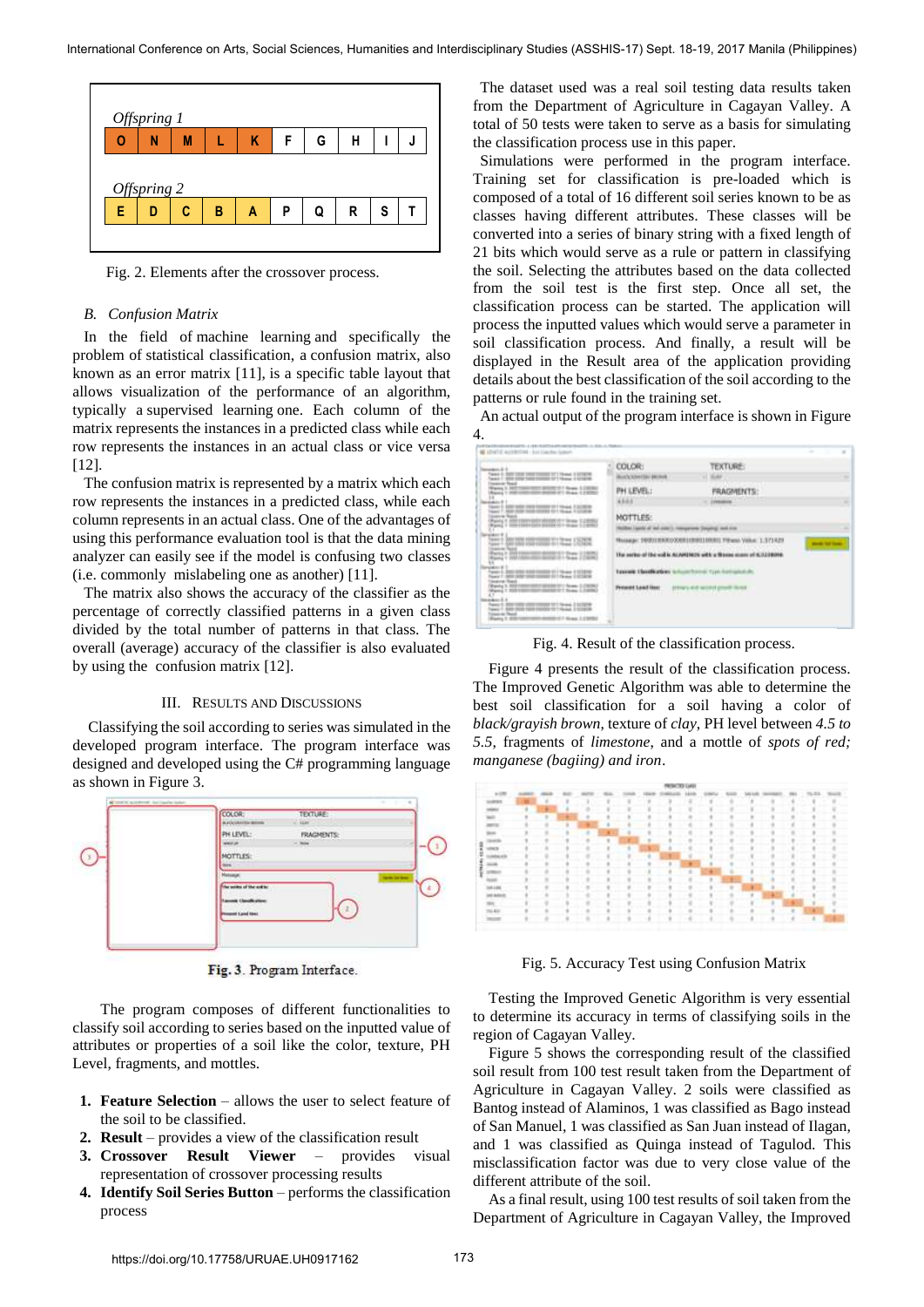| Offspring 1 | | | | | | | | | |
|---|---|---|---|---|---|---|---|---|---|
| O | N | M | L | K | F | G | H | I | J |

| Offspring 2 | | | | | | | | | |
|---|---|---|---|---|---|---|---|---|---|
| E | D | C | B | A | P | Q | R | S | T |

Fig. 2. Elements after the crossover process.

### *B. Confusion Matrix*

In the field of machine learning and specifically the problem of statistical classification, a confusion matrix, also known as an error matrix [11], is a specific table layout that allows visualization of the performance of an algorithm, typically a supervised learning one. Each column of the matrix represents the instances in a predicted class while each row represents the instances in an actual class or vice versa [12].

The confusion matrix is represented by a matrix which each row represents the instances in a predicted class, while each column represents the instances in an actual class. One of the advantages of using this performance evaluation tool is that the data mining analyzer can easily see if the model is confusing two classes (i.e. commonly mislabeling one as another) [11].

The matrix also shows the accuracy of the classifier as the percentage of correctly classified patterns in a given class divided by the total number of patterns in that class. The overall (average) accuracy of the classifier is also evaluated by using the confusion matrix [12].

## III. Results and Discussions

Classifying the soil according to series was simulated in the developed program interface. The program interface was designed and developed using the C# programming language as shown in Figure 3.

Fig. 3. Program Interface.

The program composes of different functionalities to classify soil according to series based on the inputted value of attributes or properties of a soil like the color, texture, PH Level, fragments, and mottles.

1. **Feature Selection** – allows the user to select feature of the soil to be classified.
2. **Result** – provides a view of the classification result
3. **Crossover Result Viewer** – provides visual representation of crossover processing results
4. **Identify Soil Series Button** – performs the classification process

The dataset used was a real soil testing data results taken from the Department of Agriculture in Cagayan Valley. A total of 50 tests were taken to serve as a basis for simulating the classification process use in this paper.

Simulations were performed in the program interface. Training set for classification is pre-loaded which is composed of a total of 16 different soil series known to be as classes having different attributes. These classes will be converted into a series of binary string with a fixed length of 21 bits which would serve as a rule or pattern in classifying the soil. Selecting the attributes based on the data collected from the soil test is the first step. Once all set, the classification process can be started. The application will process the inputted values which would serve a parameter in soil classification process. And finally, a result will be displayed in the Result area of the application providing details about the best classification of the soil according to the patterns or rule found in the training set.

An actual output of the program interface is shown in Figure 4.

Fig. 4. Result of the classification process.

Figure 4 presents the result of the classification process. The Improved Genetic Algorithm was able to determine the best soil classification for a soil having a color of *black/grayish brown*, texture of *clay*, PH level between *4.5 to 5.5*, fragments of *limestone*, and a mottle of *spots of red; manganese (bagiing) and iron*.

Fig. 5. Accuracy Test using Confusion Matrix

Testing the Improved Genetic Algorithm is very essential to determine its accuracy in terms of classifying soils in the region of Cagayan Valley.

Figure 5 shows the corresponding result of the classified soil result from 100 test result taken from the Department of Agriculture in Cagayan Valley. 2 soils were classified as Bantog instead of Alaminos, 1 was classified as Bago instead of San Manuel, 1 was classified as San Juan instead of Ilagan, and 1 was classified as Quinga instead of Tagulod. This misclassification factor was due to very close value of the different attribute of the soil.

As a final result, using 100 test results of soil taken from the Department of Agriculture in Cagayan Valley, the Improved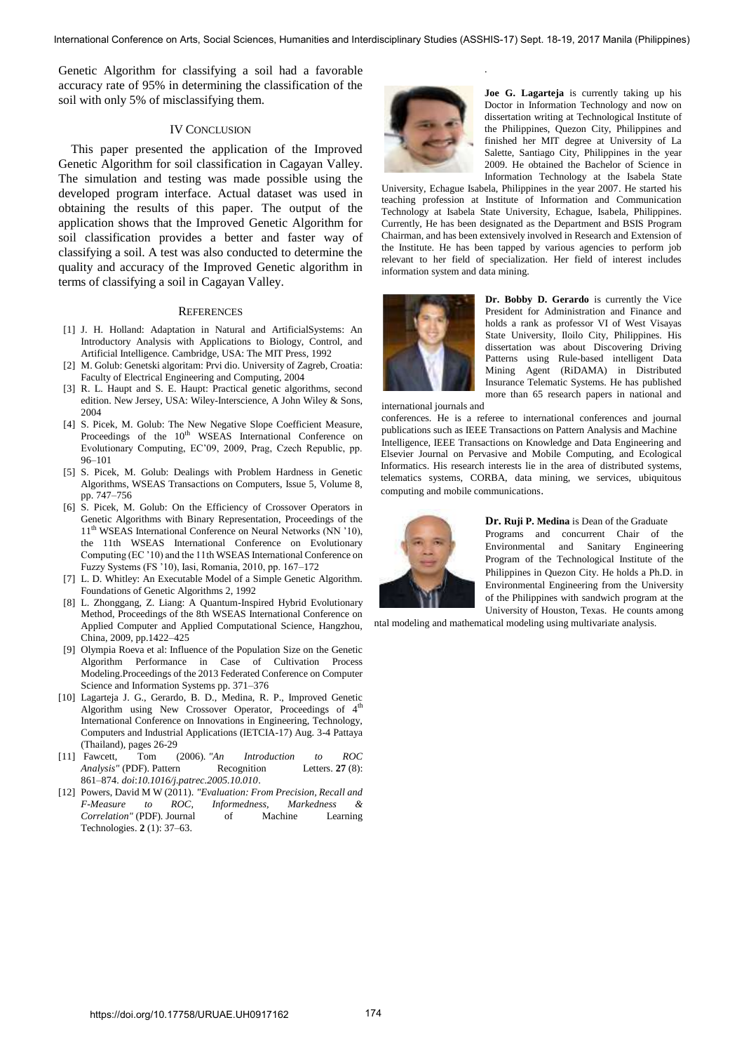Genetic Algorithm for classifying a soil had a favorable accuracy rate of 95% in determining the classification of the soil with only 5% of misclassifying them.

## IV Conclusion

This paper presented the application of the Improved Genetic Algorithm for soil classification in Cagayan Valley. The simulation and testing was made possible using the developed program interface. Actual dataset was used in obtaining the results of this paper. The output of the application shows that the Improved Genetic Algorithm for soil classification provides a better and faster way of classifying a soil. A test was also conducted to determine the quality and accuracy of the Improved Genetic algorithm in terms of classifying a soil in Cagayan Valley.

## References

[1] J. H. Holland: Adaptation in Natural and ArtificialSystems: An Introductory Analysis with Applications to Biology, Control, and Artificial Intelligence. Cambridge, USA: The MIT Press, 1992

[2] M. Golub: Genetski algoritam: Prvi dio. University of Zagreb, Croatia: Faculty of Electrical Engineering and Computing, 2004

[3] R. L. Haupt and S. E. Haupt: Practical genetic algorithms, second edition. New Jersey, USA: Wiley-Interscience, A John Wiley & Sons, 2004

[4] S. Picek, M. Golub: The New Negative Slope Coefficient Measure, Proceedings of the 10th WSEAS International Conference on Evolutionary Computing, EC'09, 2009, Prag, Czech Republic, pp. 96–101

[5] S. Picek, M. Golub: Dealings with Problem Hardness in Genetic Algorithms, WSEAS Transactions on Computers, Issue 5, Volume 8, pp. 747–756

[6] S. Picek, M. Golub: On the Efficiency of Crossover Operators in Genetic Algorithms with Binary Representation, Proceedings of the 11th WSEAS International Conference on Neural Networks (NN '10), the 11th WSEAS International Conference on Evolutionary Computing (EC '10) and the 11th WSEAS International Conference on Fuzzy Systems (FS '10), Iasi, Romania, 2010, pp. 167–172

[7] L. D. Whitley: An Executable Model of a Simple Genetic Algorithm. Foundations of Genetic Algorithms 2, 1992

[8] L. Zhonggang, Z. Liang: A Quantum-Inspired Hybrid Evolutionary Method, Proceedings of the 8th WSEAS International Conference on Applied Computer and Applied Computational Science, Hangzhou, China, 2009, pp.1422–425

[9] Olympia Roeva et al: Influence of the Population Size on the Genetic Algorithm Performance in Case of Cultivation Process Modeling.Proceedings of the 2013 Federated Conference on Computer Science and Information Systems pp. 371–376

[10] Lagarteja J. G., Gerardo, B. D., Medina, R. P., Improved Genetic Algorithm using New Crossover Operator, Proceedings of 4th International Conference on Innovations in Engineering, Technology, Computers and Industrial Applications (IETCIA-17) Aug. 3-4 Pattaya (Thailand), pages 26-29

[11] Fawcett, Tom (2006). *"An Introduction to ROC Analysis"* (PDF). Pattern Recognition Letters. **27** (8): 861–874. *doi*:*10.1016/j.patrec.2005.10.010*.

[12] Powers, David M W (2011). *"Evaluation: From Precision, Recall and F-Measure to ROC, Informedness, Markedness & Correlation"* (PDF). Journal of Machine Learning Technologies. **2** (1): 37–63.

**Joe G. Lagarteja** is currently taking up his Doctor in Information Technology and now on dissertation writing at Technological Institute of the Philippines, Quezon City, Philippines and finished her MIT degree at University of La Salette, Santiago City, Philippines in the year 2009. He obtained the Bachelor of Science in Information Technology at the Isabela State University, Echague Isabela, Philippines in the year 2007. He started his teaching profession at Institute of Information and Communication Technology at Isabela State University, Echague, Isabela, Philippines. Currently, He has been designated as the Department and BSIS Program Chairman, and has been extensively involved in Research and Extension of the Institute. He has been tapped by various agencies to perform job relevant to her field of specialization. Her field of interest includes information system and data mining.

**Dr. Bobby D. Gerardo** is currently the Vice President for Administration and Finance and holds a rank as professor VI of West Visayas State University, Iloilo City, Philippines. His dissertation was about Discovering Driving Patterns using Rule-based intelligent Data Mining Agent (RiDAMA) in Distributed Insurance Telematic Systems. He has published more than 65 research papers in national and international journals and conferences. He is a referee to international conferences and journal publications such as IEEE Transactions on Pattern Analysis and Machine Intelligence, IEEE Transactions on Knowledge and Data Engineering and Elsevier Journal on Pervasive and Mobile Computing, and Ecological Informatics. His research interests lie in the area of distributed systems, telematics systems, CORBA, data mining, we services, ubiquitous computing and mobile communications.

**Dr. Ruji P. Medina** is Dean of the Graduate Programs and concurrent Chair of the Environmental and Sanitary Engineering Program of the Technological Institute of the Philippines in Quezon City. He holds a Ph.D. in Environmental Engineering from the University of the Philippines with sandwich program at the University of Houston, Texas. He counts among ntal modeling and mathematical modeling using multivariate analysis.